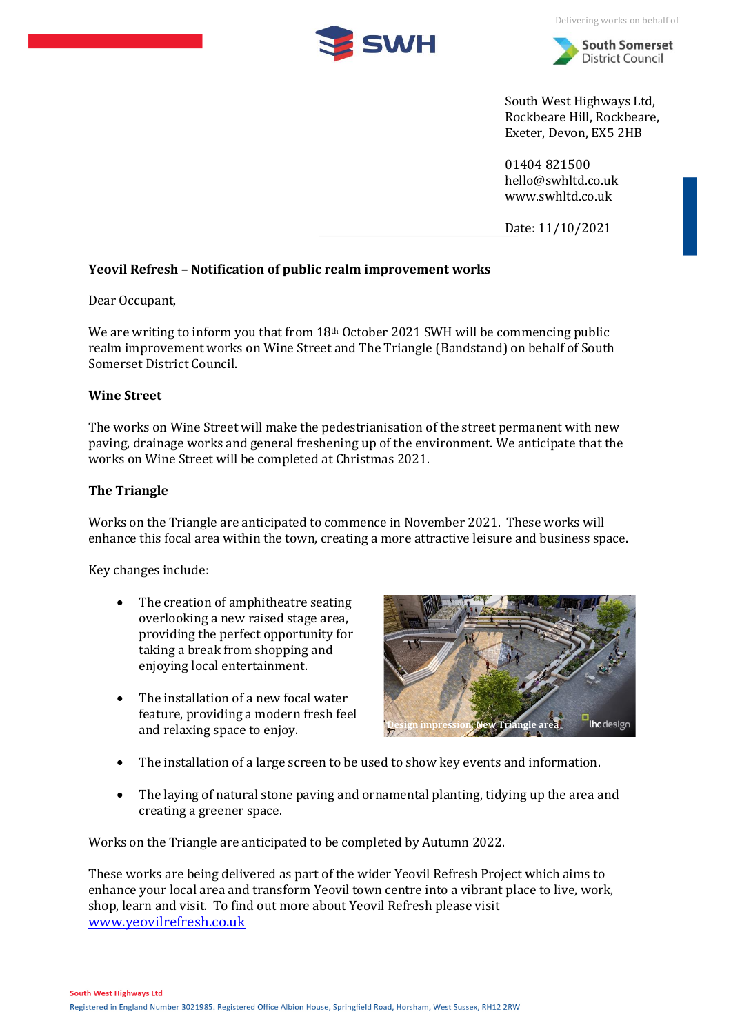Delivering works on behalf of

South Somerset District Council

South West Highways Ltd,
Rockbeare Hill, Rockbeare,
Exeter, Devon, EX5 2HB

01404 821500
hello@swhltd.co.uk
www.swhltd.co.uk

Date: 11/10/2021

**Yeovil Refresh – Notification of public realm improvement works**

Dear Occupant,

We are writing to inform you that from 18th October 2021 SWH will be commencing public realm improvement works on Wine Street and The Triangle (Bandstand) on behalf of South Somerset District Council.

**Wine Street**

The works on Wine Street will make the pedestrianisation of the street permanent with new paving, drainage works and general freshening up of the environment. We anticipate that the works on Wine Street will be completed at Christmas 2021.

**The Triangle**

Works on the Triangle are anticipated to commence in November 2021. These works will enhance this focal area within the town, creating a more attractive leisure and business space.

Key changes include:

- The creation of amphitheatre seating overlooking a new raised stage area, providing the perfect opportunity for taking a break from shopping and enjoying local entertainment.
- The installation of a new focal water feature, providing a modern fresh feel and relaxing space to enjoy.
- The installation of a large screen to be used to show key events and information.
- The laying of natural stone paving and ornamental planting, tidying up the area and creating a greener space.

Design impression; New Triangle area

Works on the Triangle are anticipated to be completed by Autumn 2022.

These works are being delivered as part of the wider Yeovil Refresh Project which aims to enhance your local area and transform Yeovil town centre into a vibrant place to live, work, shop, learn and visit. To find out more about Yeovil Refresh please visit www.yeovilrefresh.co.uk

South West Highways Ltd
Registered in England Number 3021985. Registered Office Albion House, Springfield Road, Horsham, West Sussex, RH12 2RW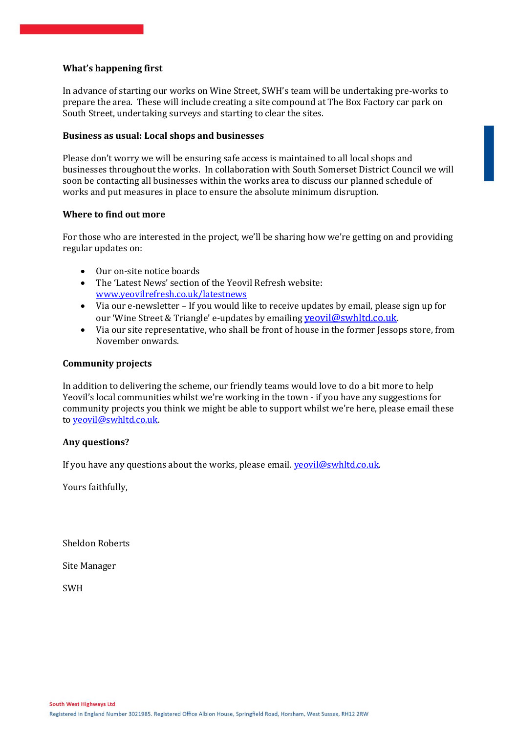**What's happening first**

In advance of starting our works on Wine Street, SWH's team will be undertaking pre-works to prepare the area. These will include creating a site compound at The Box Factory car park on South Street, undertaking surveys and starting to clear the sites.

**Business as usual: Local shops and businesses**

Please don't worry we will be ensuring safe access is maintained to all local shops and businesses throughout the works. In collaboration with South Somerset District Council we will soon be contacting all businesses within the works area to discuss our planned schedule of works and put measures in place to ensure the absolute minimum disruption.

**Where to find out more**

For those who are interested in the project, we'll be sharing how we're getting on and providing regular updates on:

- Our on-site notice boards
- The 'Latest News' section of the Yeovil Refresh website: www.yeovilrefresh.co.uk/latestnews
- Via our e-newsletter – If you would like to receive updates by email, please sign up for our 'Wine Street & Triangle' e-updates by emailing yeovil@swhltd.co.uk.
- Via our site representative, who shall be front of house in the former Jessops store, from November onwards.

**Community projects**

In addition to delivering the scheme, our friendly teams would love to do a bit more to help Yeovil's local communities whilst we're working in the town - if you have any suggestions for community projects you think we might be able to support whilst we're here, please email these to yeovil@swhltd.co.uk.

**Any questions?**

If you have any questions about the works, please email. yeovil@swhltd.co.uk.

Yours faithfully,

Sheldon Roberts

Site Manager

SWH

South West Highways Ltd

Registered in England Number 3021985. Registered Office Albion House, Springfield Road, Horsham, West Sussex, RH12 2RW